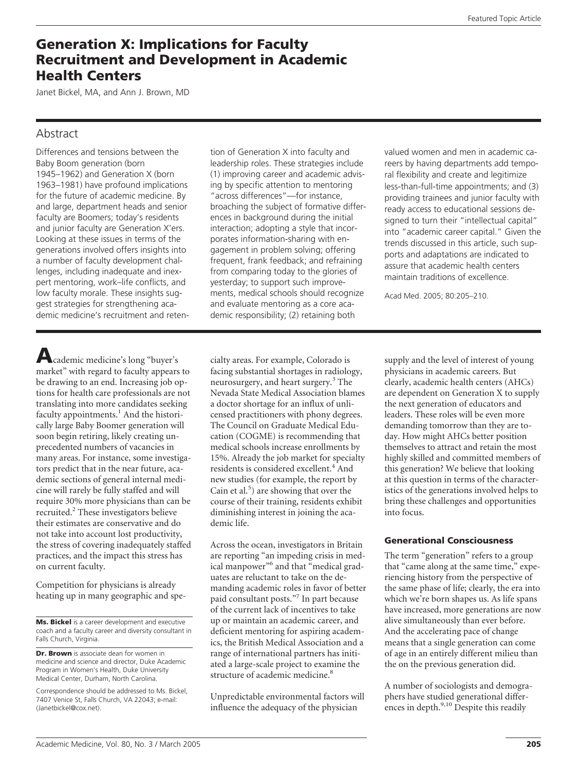# Generation X: Implications for Faculty Recruitment and Development in Academic Health Centers

Janet Bickel, MA, and Ann J. Brown, MD

## Abstract

Differences and tensions between the Baby Boom generation (born 1945–1962) and Generation X (born 1963–1981) have profound implications for the future of academic medicine. By and large, department heads and senior faculty are Boomers; today's residents and junior faculty are Generation X'ers. Looking at these issues in terms of the generations involved offers insights into a number of faculty development challenges, including inadequate and inexpert mentoring, work–life conflicts, and low faculty morale. These insights suggest strategies for strengthening academic medicine's recruitment and retention of Generation X into faculty and leadership roles. These strategies include (1) improving career and academic advising by specific attention to mentoring "across differences"—for instance, broaching the subject of formative differences in background during the initial interaction; adopting a style that incorporates information-sharing with engagement in problem solving; offering frequent, frank feedback; and refraining from comparing today to the glories of yesterday; to support such improvements, medical schools should recognize and evaluate mentoring as a core academic responsibility; (2) retaining both valued women and men in academic careers by having departments add temporal flexibility and create and legitimize less-than-full-time appointments; and (3) providing trainees and junior faculty with ready access to educational sessions designed to turn their "intellectual capital" into "academic career capital." Given the trends discussed in this article, such supports and adaptations are indicated to assure that academic health centers maintain traditions of excellence.

Acad Med. 2005; 80:205–210.

Academic medicine's long "buyer's market" with regard to faculty appears to be drawing to an end. Increasing job options for health care professionals are not translating into more candidates seeking faculty appointments.[1] And the historically large Baby Boomer generation will soon begin retiring, likely creating unprecedented numbers of vacancies in many areas. For instance, some investigators predict that in the near future, academic sections of general internal medicine will rarely be fully staffed and will require 30% more physicians than can be recruited.[2] These investigators believe their estimates are conservative and do not take into account lost productivity, the stress of covering inadequately staffed practices, and the impact this stress has on current faculty.

Competition for physicians is already heating up in many geographic and specialty areas. For example, Colorado is facing substantial shortages in radiology, neurosurgery, and heart surgery.[3] The Nevada State Medical Association blames a doctor shortage for an influx of unlicensed practitioners with phony degrees. The Council on Graduate Medical Education (COGME) is recommending that medical schools increase enrollments by 15%. Already the job market for specialty residents is considered excellent.[4] And new studies (for example, the report by Cain et al.[5]) are showing that over the course of their training, residents exhibit diminishing interest in joining the academic life.

Across the ocean, investigators in Britain are reporting "an impeding crisis in medical manpower"[6] and that "medical graduates are reluctant to take on the demanding academic roles in favor of better paid consultant posts."[7] In part because of the current lack of incentives to take up or maintain an academic career, and deficient mentoring for aspiring academics, the British Medical Association and a range of international partners has initiated a large-scale project to examine the structure of academic medicine.[8]

Unpredictable environmental factors will influence the adequacy of the physician supply and the level of interest of young physicians in academic careers. But clearly, academic health centers (AHCs) are dependent on Generation X to supply the next generation of educators and leaders. These roles will be even more demanding tomorrow than they are today. How might AHCs better position themselves to attract and retain the most highly skilled and committed members of this generation? We believe that looking at this question in terms of the characteristics of the generations involved helps to bring these challenges and opportunities into focus.

### Generational Consciousness

The term "generation" refers to a group that "came along at the same time," experiencing history from the perspective of the same phase of life; clearly, the era into which we're born shapes us. As life spans have increased, more generations are now alive simultaneously than ever before. And the accelerating pace of change means that a single generation can come of age in an entirely different milieu than the on the previous generation did.

A number of sociologists and demographers have studied generational differences in depth.[9,10] Despite this readily

**Ms. Bickel** is a career development and executive coach and a faculty career and diversity consultant in Falls Church, Virginia.

**Dr. Brown** is associate dean for women in medicine and science and director, Duke Academic Program in Women's Health, Duke University Medical Center, Durham, North Carolina.

Correspondence should be addressed to Ms. Bickel, 7407 Venice St, Falls Church, VA 22043; e-mail: (Janetbickel@cox.net).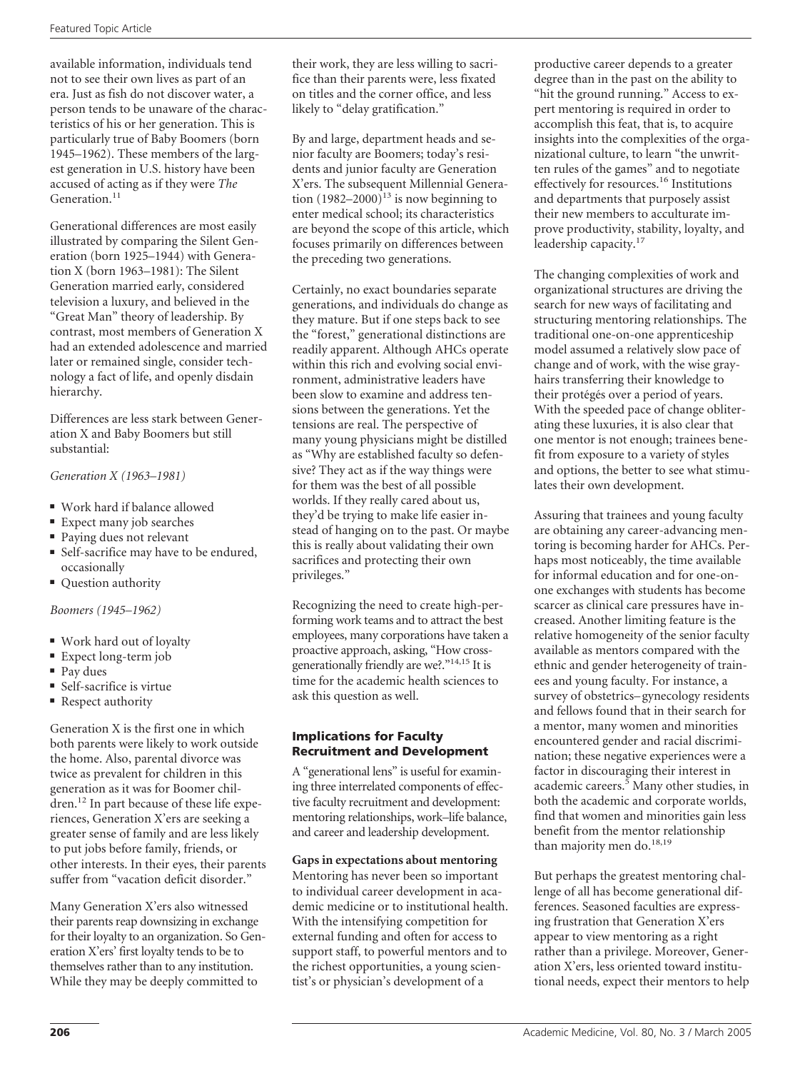available information, individuals tend not to see their own lives as part of an era. Just as fish do not discover water, a person tends to be unaware of the characteristics of his or her generation. This is particularly true of Baby Boomers (born 1945–1962). These members of the largest generation in U.S. history have been accused of acting as if they were *The* Generation.[11]

Generational differences are most easily illustrated by comparing the Silent Generation (born 1925–1944) with Generation X (born 1963–1981): The Silent Generation married early, considered television a luxury, and believed in the "Great Man" theory of leadership. By contrast, most members of Generation X had an extended adolescence and married later or remained single, consider technology a fact of life, and openly disdain hierarchy.

Differences are less stark between Generation X and Baby Boomers but still substantial:

*Generation X (1963–1981)*

- Work hard if balance allowed
- Expect many job searches
- Paying dues not relevant
- Self-sacrifice may have to be endured, occasionally
- Question authority

*Boomers (1945–1962)*

- Work hard out of loyalty
- Expect long-term job
- Pay dues
- Self-sacrifice is virtue
- Respect authority

Generation X is the first one in which both parents were likely to work outside the home. Also, parental divorce was twice as prevalent for children in this generation as it was for Boomer children.[12] In part because of these life experiences, Generation X'ers are seeking a greater sense of family and are less likely to put jobs before family, friends, or other interests. In their eyes, their parents suffer from "vacation deficit disorder."

Many Generation X'ers also witnessed their parents reap downsizing in exchange for their loyalty to an organization. So Generation X'ers' first loyalty tends to be to themselves rather than to any institution. While they may be deeply committed to their work, they are less willing to sacrifice than their parents were, less fixated on titles and the corner office, and less likely to "delay gratification."

By and large, department heads and senior faculty are Boomers; today's residents and junior faculty are Generation X'ers. The subsequent Millennial Generation (1982–2000)[13] is now beginning to enter medical school; its characteristics are beyond the scope of this article, which focuses primarily on differences between the preceding two generations.

Certainly, no exact boundaries separate generations, and individuals do change as they mature. But if one steps back to see the "forest," generational distinctions are readily apparent. Although AHCs operate within this rich and evolving social environment, administrative leaders have been slow to examine and address tensions between the generations. Yet the tensions are real. The perspective of many young physicians might be distilled as "Why are established faculty so defensive? They act as if the way things were for them was the best of all possible worlds. If they really cared about us, they'd be trying to make life easier instead of hanging on to the past. Or maybe this is really about validating their own sacrifices and protecting their own privileges."

Recognizing the need to create high-performing work teams and to attract the best employees, many corporations have taken a proactive approach, asking, "How cross-generationally friendly are we?."[14,15] It is time for the academic health sciences to ask this question as well.

## Implications for Faculty Recruitment and Development

A "generational lens" is useful for examining three interrelated components of effective faculty recruitment and development: mentoring relationships, work–life balance, and career and leadership development.

**Gaps in expectations about mentoring**

Mentoring has never been so important to individual career development in academic medicine or to institutional health. With the intensifying competition for external funding and often for access to support staff, to powerful mentors and to the richest opportunities, a young scientist's or physician's development of a productive career depends to a greater degree than in the past on the ability to "hit the ground running." Access to expert mentoring is required in order to accomplish this feat, that is, to acquire insights into the complexities of the organizational culture, to learn "the unwritten rules of the games" and to negotiate effectively for resources.[16] Institutions and departments that purposely assist their new members to acculturate improve productivity, stability, loyalty, and leadership capacity.[17]

The changing complexities of work and organizational structures are driving the search for new ways of facilitating and structuring mentoring relationships. The traditional one-on-one apprenticeship model assumed a relatively slow pace of change and of work, with the wise grayhairs transferring their knowledge to their protégés over a period of years. With the speeded pace of change obliterating these luxuries, it is also clear that one mentor is not enough; trainees benefit from exposure to a variety of styles and options, the better to see what stimulates their own development.

Assuring that trainees and young faculty are obtaining any career-advancing mentoring is becoming harder for AHCs. Perhaps most noticeably, the time available for informal education and for one-on-one exchanges with students has become scarcer as clinical care pressures have increased. Another limiting feature is the relative homogeneity of the senior faculty available as mentors compared with the ethnic and gender heterogeneity of trainees and young faculty. For instance, a survey of obstetrics–gynecology residents and fellows found that in their search for a mentor, many women and minorities encountered gender and racial discrimination; these negative experiences were a factor in discouraging their interest in academic careers.[5] Many other studies, in both the academic and corporate worlds, find that women and minorities gain less benefit from the mentor relationship than majority men do.[18,19]

But perhaps the greatest mentoring challenge of all has become generational differences. Seasoned faculties are expressing frustration that Generation X'ers appear to view mentoring as a right rather than a privilege. Moreover, Generation X'ers, less oriented toward institutional needs, expect their mentors to help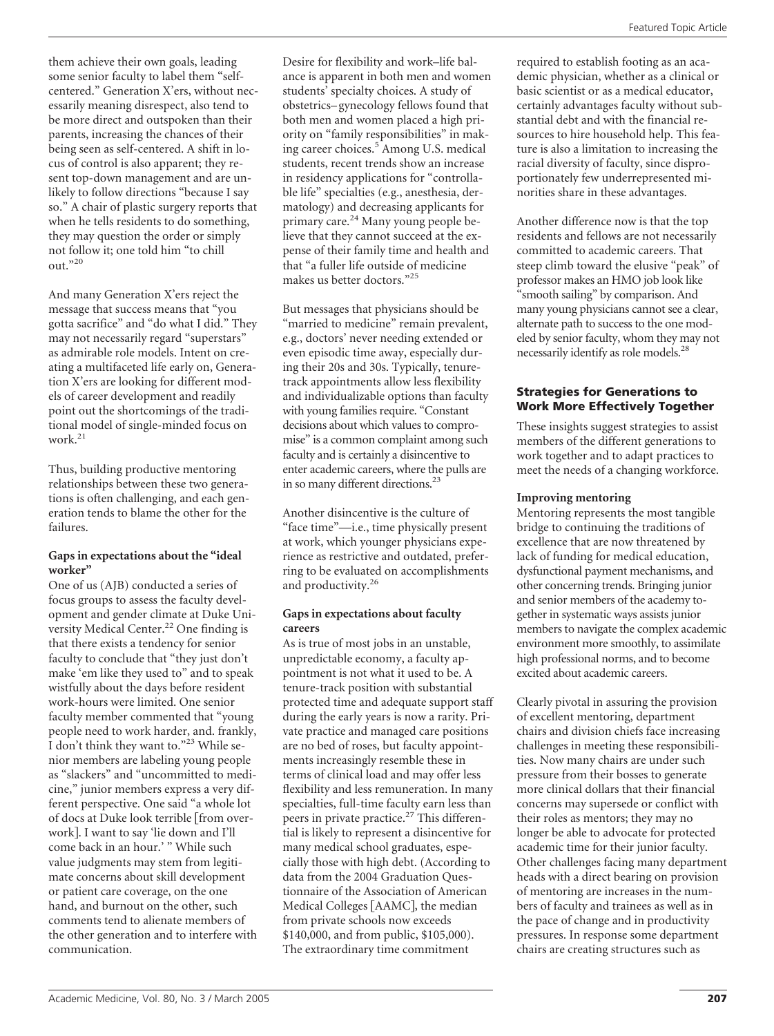them achieve their own goals, leading some senior faculty to label them "self-centered." Generation X'ers, without necessarily meaning disrespect, also tend to be more direct and outspoken than their parents, increasing the chances of their being seen as self-centered. A shift in locus of control is also apparent; they resent top-down management and are unlikely to follow directions "because I say so." A chair of plastic surgery reports that when he tells residents to do something, they may question the order or simply not follow it; one told him "to chill out."[20]

And many Generation X'ers reject the message that success means that "you gotta sacrifice" and "do what I did." They may not necessarily regard "superstars" as admirable role models. Intent on creating a multifaceted life early on, Generation X'ers are looking for different models of career development and readily point out the shortcomings of the traditional model of single-minded focus on work.[21]

Thus, building productive mentoring relationships between these two generations is often challenging, and each generation tends to blame the other for the failures.

**Gaps in expectations about the "ideal worker"**

One of us (AJB) conducted a series of focus groups to assess the faculty development and gender climate at Duke University Medical Center.[22] One finding is that there exists a tendency for senior faculty to conclude that "they just don't make 'em like they used to" and to speak wistfully about the days before resident work-hours were limited. One senior faculty member commented that "young people need to work harder, and. frankly, I don't think they want to."[23] While senior members are labeling young people as "slackers" and "uncommitted to medicine," junior members express a very different perspective. One said "a whole lot of docs at Duke look terrible [from overwork]. I want to say 'lie down and I'll come back in an hour.' " While such value judgments may stem from legitimate concerns about skill development or patient care coverage, on the one hand, and burnout on the other, such comments tend to alienate members of the other generation and to interfere with communication.

Desire for flexibility and work–life balance is apparent in both men and women students' specialty choices. A study of obstetrics–gynecology fellows found that both men and women placed a high priority on "family responsibilities" in making career choices.[5] Among U.S. medical students, recent trends show an increase in residency applications for "controllable life" specialties (e.g., anesthesia, dermatology) and decreasing applicants for primary care.[24] Many young people believe that they cannot succeed at the expense of their family time and health and that "a fuller life outside of medicine makes us better doctors."[25]

But messages that physicians should be "married to medicine" remain prevalent, e.g., doctors' never needing extended or even episodic time away, especially during their 20s and 30s. Typically, tenure-track appointments allow less flexibility and individualizable options than faculty with young families require. "Constant decisions about which values to compromise" is a common complaint among such faculty and is certainly a disincentive to enter academic careers, where the pulls are in so many different directions.[23]

Another disincentive is the culture of "face time"—i.e., time physically present at work, which younger physicians experience as restrictive and outdated, preferring to be evaluated on accomplishments and productivity.[26]

**Gaps in expectations about faculty careers**

As is true of most jobs in an unstable, unpredictable economy, a faculty appointment is not what it used to be. A tenure-track position with substantial protected time and adequate support staff during the early years is now a rarity. Private practice and managed care positions are no bed of roses, but faculty appointments increasingly resemble these in terms of clinical load and may offer less flexibility and less remuneration. In many specialties, full-time faculty earn less than peers in private practice.[27] This differential is likely to represent a disincentive for many medical school graduates, especially those with high debt. (According to data from the 2004 Graduation Questionnaire of the Association of American Medical Colleges [AAMC], the median from private schools now exceeds \$140,000, and from public, \$105,000). The extraordinary time commitment required to establish footing as an academic physician, whether as a clinical or basic scientist or as a medical educator, certainly advantages faculty without substantial debt and with the financial resources to hire household help. This feature is also a limitation to increasing the racial diversity of faculty, since disproportionately few underrepresented minorities share in these advantages.

Another difference now is that the top residents and fellows are not necessarily committed to academic careers. That steep climb toward the elusive "peak" of professor makes an HMO job look like "smooth sailing" by comparison. And many young physicians cannot see a clear, alternate path to success to the one modeled by senior faculty, whom they may not necessarily identify as role models.[28]

## Strategies for Generations to Work More Effectively Together

These insights suggest strategies to assist members of the different generations to work together and to adapt practices to meet the needs of a changing workforce.

**Improving mentoring**

Mentoring represents the most tangible bridge to continuing the traditions of excellence that are now threatened by lack of funding for medical education, dysfunctional payment mechanisms, and other concerning trends. Bringing junior and senior members of the academy together in systematic ways assists junior members to navigate the complex academic environment more smoothly, to assimilate high professional norms, and to become excited about academic careers.

Clearly pivotal in assuring the provision of excellent mentoring, department chairs and division chiefs face increasing challenges in meeting these responsibilities. Now many chairs are under such pressure from their bosses to generate more clinical dollars that their financial concerns may supersede or conflict with their roles as mentors; they may no longer be able to advocate for protected academic time for their junior faculty. Other challenges facing many department heads with a direct bearing on provision of mentoring are increases in the numbers of faculty and trainees as well as in the pace of change and in productivity pressures. In response some department chairs are creating structures such as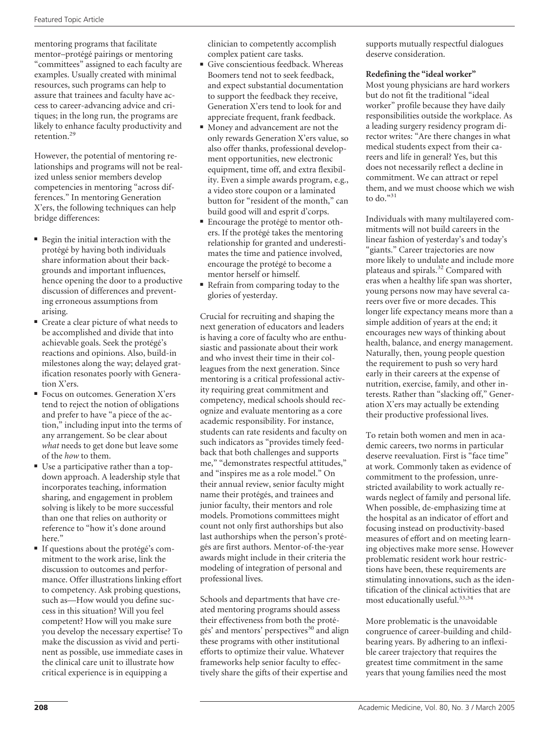mentoring programs that facilitate mentor–protégé pairings or mentoring "committees" assigned to each faculty are examples. Usually created with minimal resources, such programs can help to assure that trainees and faculty have access to career-advancing advice and critiques; in the long run, the programs are likely to enhance faculty productivity and retention.[29]

However, the potential of mentoring relationships and programs will not be realized unless senior members develop competencies in mentoring "across differences." In mentoring Generation X'ers, the following techniques can help bridge differences:

- Begin the initial interaction with the protégé by having both individuals share information about their backgrounds and important influences, hence opening the door to a productive discussion of differences and preventing erroneous assumptions from arising.
- Create a clear picture of what needs to be accomplished and divide that into achievable goals. Seek the protégé's reactions and opinions. Also, build-in milestones along the way; delayed gratification resonates poorly with Generation X'ers.
- Focus on outcomes. Generation X'ers tend to reject the notion of obligations and prefer to have "a piece of the action," including input into the terms of any arrangement. So be clear about *what* needs to get done but leave some of the *how* to them.
- Use a participative rather than a top-down approach. A leadership style that incorporates teaching, information sharing, and engagement in problem solving is likely to be more successful than one that relies on authority or reference to "how it's done around here."
- If questions about the protégé's commitment to the work arise, link the discussion to outcomes and performance. Offer illustrations linking effort to competency. Ask probing questions, such as—How would you define success in this situation? Will you feel competent? How will you make sure you develop the necessary expertise? To make the discussion as vivid and pertinent as possible, use immediate cases in the clinical care unit to illustrate how critical experience is in equipping a clinician to competently accomplish complex patient care tasks.
- Give conscientious feedback. Whereas Boomers tend not to seek feedback, and expect substantial documentation to support the feedback they receive, Generation X'ers tend to look for and appreciate frequent, frank feedback.
- Money and advancement are not the only rewards Generation X'ers value, so also offer thanks, professional development opportunities, new electronic equipment, time off, and extra flexibility. Even a simple awards program, e.g., a video store coupon or a laminated button for "resident of the month," can build good will and esprit d'corps.
- Encourage the protégé to mentor others. If the protégé takes the mentoring relationship for granted and underestimates the time and patience involved, encourage the protégé to become a mentor herself or himself.
- Refrain from comparing today to the glories of yesterday.

Crucial for recruiting and shaping the next generation of educators and leaders is having a core of faculty who are enthusiastic and passionate about their work and who invest their time in their colleagues from the next generation. Since mentoring is a critical professional activity requiring great commitment and competency, medical schools should recognize and evaluate mentoring as a core academic responsibility. For instance, students can rate residents and faculty on such indicators as "provides timely feedback that both challenges and supports me," "demonstrates respectful attitudes," and "inspires me as a role model." On their annual review, senior faculty might name their protégés, and trainees and junior faculty, their mentors and role models. Promotions committees might count not only first authorships but also last authorships when the person's protégés are first authors. Mentor-of-the-year awards might include in their criteria the modeling of integration of personal and professional lives.

Schools and departments that have created mentoring programs should assess their effectiveness from both the protégés' and mentors' perspectives[30] and align these programs with other institutional efforts to optimize their value. Whatever frameworks help senior faculty to effectively share the gifts of their expertise and supports mutually respectful dialogues deserve consideration.

**Redefining the "ideal worker"**

Most young physicians are hard workers but do not fit the traditional "ideal worker" profile because they have daily responsibilities outside the workplace. As a leading surgery residency program director writes: "Are there changes in what medical students expect from their careers and life in general? Yes, but this does not necessarily reflect a decline in commitment. We can attract or repel them, and we must choose which we wish to do."[31]

Individuals with many multilayered commitments will not build careers in the linear fashion of yesterday's and today's "giants." Career trajectories are now more likely to undulate and include more plateaus and spirals.[32] Compared with eras when a healthy life span was shorter, young persons now may have several careers over five or more decades. This longer life expectancy means more than a simple addition of years at the end; it encourages new ways of thinking about health, balance, and energy management. Naturally, then, young people question the requirement to push so very hard early in their careers at the expense of nutrition, exercise, family, and other interests. Rather than "slacking off," Generation X'ers may actually be extending their productive professional lives.

To retain both women and men in academic careers, two norms in particular deserve reevaluation. First is "face time" at work. Commonly taken as evidence of commitment to the profession, unrestricted availability to work actually rewards neglect of family and personal life. When possible, de-emphasizing time at the hospital as an indicator of effort and focusing instead on productivity-based measures of effort and on meeting learning objectives make more sense. However problematic resident work hour restrictions have been, these requirements are stimulating innovations, such as the identification of the clinical activities that are most educationally useful.[33,34]

More problematic is the unavoidable congruence of career-building and childbearing years. By adhering to an inflexible career trajectory that requires the greatest time commitment in the same years that young families need the most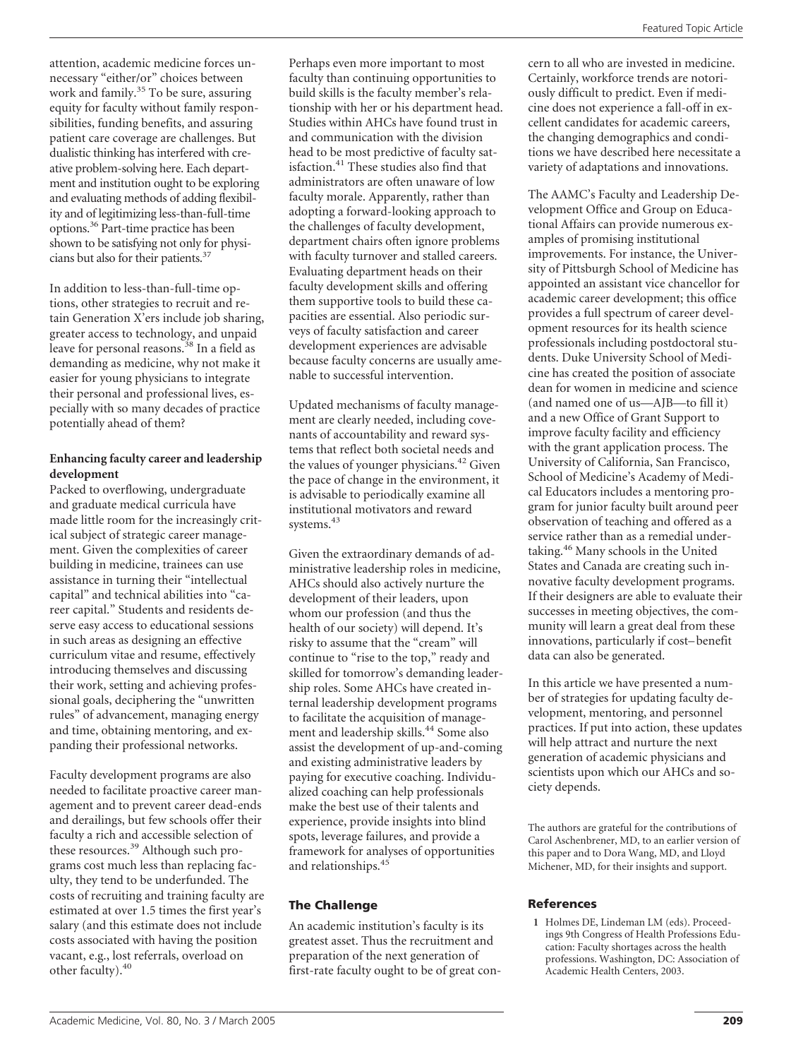attention, academic medicine forces unnecessary "either/or" choices between work and family.[35] To be sure, assuring equity for faculty without family responsibilities, funding benefits, and assuring patient care coverage are challenges. But dualistic thinking has interfered with creative problem-solving here. Each department and institution ought to be exploring and evaluating methods of adding flexibility and of legitimizing less-than-full-time options.[36] Part-time practice has been shown to be satisfying not only for physicians but also for their patients.[37]

In addition to less-than-full-time options, other strategies to recruit and retain Generation X'ers include job sharing, greater access to technology, and unpaid leave for personal reasons.[38] In a field as demanding as medicine, why not make it easier for young physicians to integrate their personal and professional lives, especially with so many decades of practice potentially ahead of them?

**Enhancing faculty career and leadership development**

Packed to overflowing, undergraduate and graduate medical curricula have made little room for the increasingly critical subject of strategic career management. Given the complexities of career building in medicine, trainees can use assistance in turning their "intellectual capital" and technical abilities into "career capital." Students and residents deserve easy access to educational sessions in such areas as designing an effective curriculum vitae and resume, effectively introducing themselves and discussing their work, setting and achieving professional goals, deciphering the "unwritten rules" of advancement, managing energy and time, obtaining mentoring, and expanding their professional networks.

Faculty development programs are also needed to facilitate proactive career management and to prevent career dead-ends and derailings, but few schools offer their faculty a rich and accessible selection of these resources.[39] Although such programs cost much less than replacing faculty, they tend to be underfunded. The costs of recruiting and training faculty are estimated at over 1.5 times the first year's salary (and this estimate does not include costs associated with having the position vacant, e.g., lost referrals, overload on other faculty).[40]

Perhaps even more important to most faculty than continuing opportunities to build skills is the faculty member's relationship with her or his department head. Studies within AHCs have found trust in and communication with the division head to be most predictive of faculty satisfaction.[41] These studies also find that administrators are often unaware of low faculty morale. Apparently, rather than adopting a forward-looking approach to the challenges of faculty development, department chairs often ignore problems with faculty turnover and stalled careers. Evaluating department heads on their faculty development skills and offering them supportive tools to build these capacities are essential. Also periodic surveys of faculty satisfaction and career development experiences are advisable because faculty concerns are usually amenable to successful intervention.

Updated mechanisms of faculty management are clearly needed, including covenants of accountability and reward systems that reflect both societal needs and the values of younger physicians.[42] Given the pace of change in the environment, it is advisable to periodically examine all institutional motivators and reward systems.[43]

Given the extraordinary demands of administrative leadership roles in medicine, AHCs should also actively nurture the development of their leaders, upon whom our profession (and thus the health of our society) will depend. It's risky to assume that the "cream" will continue to "rise to the top," ready and skilled for tomorrow's demanding leadership roles. Some AHCs have created internal leadership development programs to facilitate the acquisition of management and leadership skills.[44] Some also assist the development of up-and-coming and existing administrative leaders by paying for executive coaching. Individualized coaching can help professionals make the best use of their talents and experience, provide insights into blind spots, leverage failures, and provide a framework for analyses of opportunities and relationships.[45]

## The Challenge

An academic institution's faculty is its greatest asset. Thus the recruitment and preparation of the next generation of first-rate faculty ought to be of great concern to all who are invested in medicine. Certainly, workforce trends are notoriously difficult to predict. Even if medicine does not experience a fall-off in excellent candidates for academic careers, the changing demographics and conditions we have described here necessitate a variety of adaptations and innovations.

The AAMC's Faculty and Leadership Development Office and Group on Educational Affairs can provide numerous examples of promising institutional improvements. For instance, the University of Pittsburgh School of Medicine has appointed an assistant vice chancellor for academic career development; this office provides a full spectrum of career development resources for its health science professionals including postdoctoral students. Duke University School of Medicine has created the position of associate dean for women in medicine and science (and named one of us—AJB—to fill it) and a new Office of Grant Support to improve faculty facility and efficiency with the grant application process. The University of California, San Francisco, School of Medicine's Academy of Medical Educators includes a mentoring program for junior faculty built around peer observation of teaching and offered as a service rather than as a remedial undertaking.[46] Many schools in the United States and Canada are creating such innovative faculty development programs. If their designers are able to evaluate their successes in meeting objectives, the community will learn a great deal from these innovations, particularly if cost–benefit data can also be generated.

In this article we have presented a number of strategies for updating faculty development, mentoring, and personnel practices. If put into action, these updates will help attract and nurture the next generation of academic physicians and scientists upon which our AHCs and society depends.

The authors are grateful for the contributions of Carol Aschenbrener, MD, to an earlier version of this paper and to Dora Wang, MD, and Lloyd Michener, MD, for their insights and support.

## References

1 Holmes DE, Lindeman LM (eds). Proceedings 9th Congress of Health Professions Education: Faculty shortages across the health professions. Washington, DC: Association of Academic Health Centers, 2003.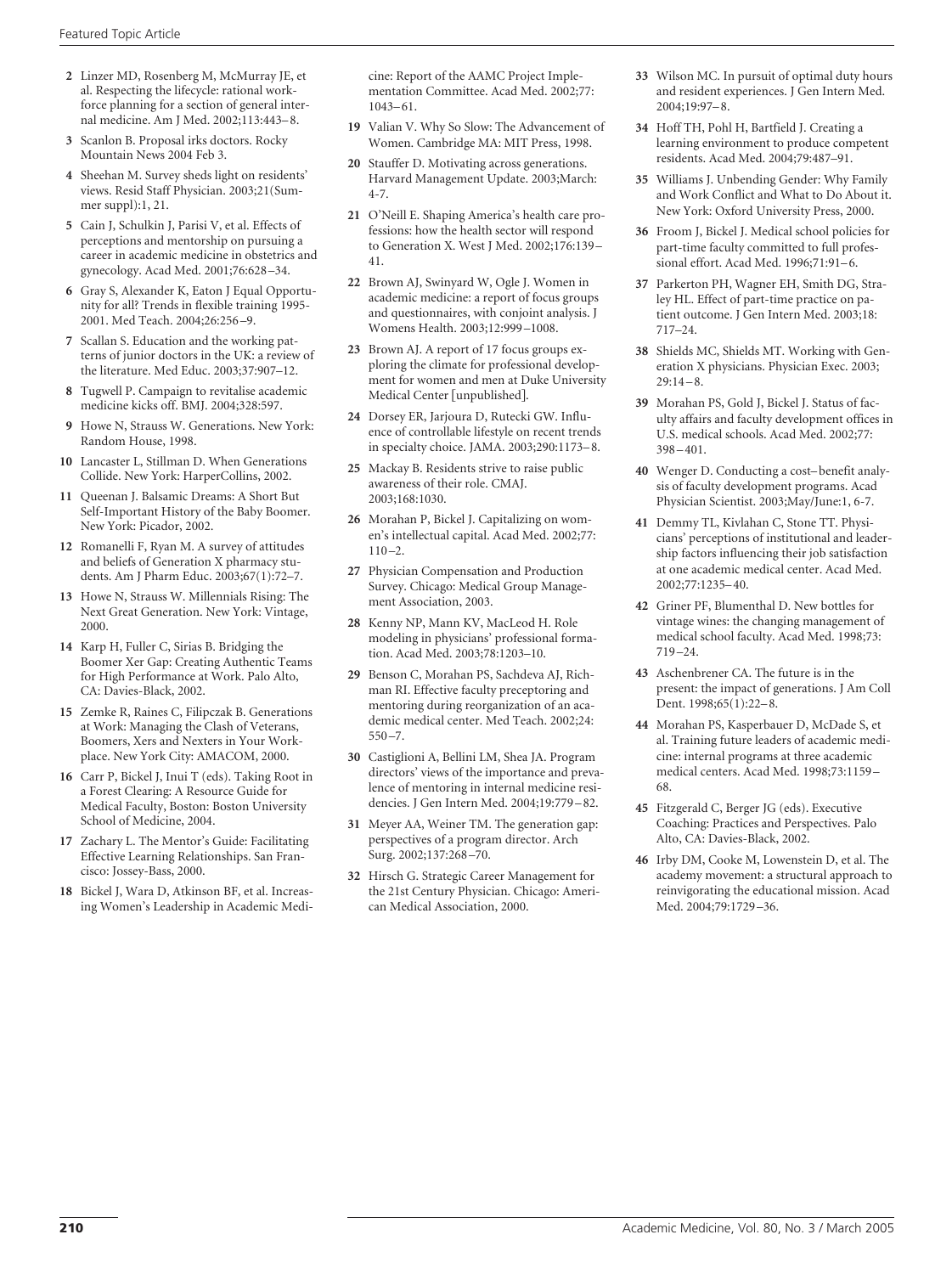2 Linzer MD, Rosenberg M, McMurray JE, et al. Respecting the lifecycle: rational workforce planning for a section of general internal medicine. Am J Med. 2002;113:443–8.

3 Scanlon B. Proposal irks doctors. Rocky Mountain News 2004 Feb 3.

4 Sheehan M. Survey sheds light on residents' views. Resid Staff Physician. 2003;21(Summer suppl):1, 21.

5 Cain J, Schulkin J, Parisi V, et al. Effects of perceptions and mentorship on pursuing a career in academic medicine in obstetrics and gynecology. Acad Med. 2001;76:628–34.

6 Gray S, Alexander K, Eaton J Equal Opportunity for all? Trends in flexible training 1995-2001. Med Teach. 2004;26:256–9.

7 Scallan S. Education and the working patterns of junior doctors in the UK: a review of the literature. Med Educ. 2003;37:907–12.

8 Tugwell P. Campaign to revitalise academic medicine kicks off. BMJ. 2004;328:597.

9 Howe N, Strauss W. Generations. New York: Random House, 1998.

10 Lancaster L, Stillman D. When Generations Collide. New York: HarperCollins, 2002.

11 Queenan J. Balsamic Dreams: A Short But Self-Important History of the Baby Boomer. New York: Picador, 2002.

12 Romanelli F, Ryan M. A survey of attitudes and beliefs of Generation X pharmacy students. Am J Pharm Educ. 2003;67(1):72–7.

13 Howe N, Strauss W. Millennials Rising: The Next Great Generation. New York: Vintage, 2000.

14 Karp H, Fuller C, Sirias B. Bridging the Boomer Xer Gap: Creating Authentic Teams for High Performance at Work. Palo Alto, CA: Davies-Black, 2002.

15 Zemke R, Raines C, Filipczak B. Generations at Work: Managing the Clash of Veterans, Boomers, Xers and Nexters in Your Workplace. New York City: AMACOM, 2000.

16 Carr P, Bickel J, Inui T (eds). Taking Root in a Forest Clearing: A Resource Guide for Medical Faculty, Boston: Boston University School of Medicine, 2004.

17 Zachary L. The Mentor's Guide: Facilitating Effective Learning Relationships. San Francisco: Jossey-Bass, 2000.

18 Bickel J, Wara D, Atkinson BF, et al. Increasing Women's Leadership in Academic Medicine: Report of the AAMC Project Implementation Committee. Acad Med. 2002;77:1043–61.

19 Valian V. Why So Slow: The Advancement of Women. Cambridge MA: MIT Press, 1998.

20 Stauffer D. Motivating across generations. Harvard Management Update. 2003;March:4-7.

21 O'Neill E. Shaping America's health care professions: how the health sector will respond to Generation X. West J Med. 2002;176:139–41.

22 Brown AJ, Swinyard W, Ogle J. Women in academic medicine: a report of focus groups and questionnaires, with conjoint analysis. J Womens Health. 2003;12:999–1008.

23 Brown AJ. A report of 17 focus groups exploring the climate for professional development for women and men at Duke University Medical Center [unpublished].

24 Dorsey ER, Jarjoura D, Rutecki GW. Influence of controllable lifestyle on recent trends in specialty choice. JAMA. 2003;290:1173–8.

25 Mackay B. Residents strive to raise public awareness of their role. CMAJ. 2003;168:1030.

26 Morahan P, Bickel J. Capitalizing on women's intellectual capital. Acad Med. 2002;77:110–2.

27 Physician Compensation and Production Survey. Chicago: Medical Group Management Association, 2003.

28 Kenny NP, Mann KV, MacLeod H. Role modeling in physicians' professional formation. Acad Med. 2003;78:1203–10.

29 Benson C, Morahan PS, Sachdeva AJ, Richman RI. Effective faculty preceptoring and mentoring during reorganization of an academic medical center. Med Teach. 2002;24:550–7.

30 Castiglioni A, Bellini LM, Shea JA. Program directors' views of the importance and prevalence of mentoring in internal medicine residencies. J Gen Intern Med. 2004;19:779–82.

31 Meyer AA, Weiner TM. The generation gap: perspectives of a program director. Arch Surg. 2002;137:268–70.

32 Hirsch G. Strategic Career Management for the 21st Century Physician. Chicago: American Medical Association, 2000.

33 Wilson MC. In pursuit of optimal duty hours and resident experiences. J Gen Intern Med. 2004;19:97–8.

34 Hoff TH, Pohl H, Bartfield J. Creating a learning environment to produce competent residents. Acad Med. 2004;79:487–91.

35 Williams J. Unbending Gender: Why Family and Work Conflict and What to Do About it. New York: Oxford University Press, 2000.

36 Froom J, Bickel J. Medical school policies for part-time faculty committed to full professional effort. Acad Med. 1996;71:91–6.

37 Parkerton PH, Wagner EH, Smith DG, Straley HL. Effect of part-time practice on patient outcome. J Gen Intern Med. 2003;18:717–24.

38 Shields MC, Shields MT. Working with Generation X physicians. Physician Exec. 2003;29:14–8.

39 Morahan PS, Gold J, Bickel J. Status of faculty affairs and faculty development offices in U.S. medical schools. Acad Med. 2002;77:398–401.

40 Wenger D. Conducting a cost–benefit analysis of faculty development programs. Acad Physician Scientist. 2003;May/June:1, 6-7.

41 Demmy TL, Kivlahan C, Stone TT. Physicians' perceptions of institutional and leadership factors influencing their job satisfaction at one academic medical center. Acad Med. 2002;77:1235–40.

42 Griner PF, Blumenthal D. New bottles for vintage wines: the changing management of medical school faculty. Acad Med. 1998;73:719–24.

43 Aschenbrener CA. The future is in the present: the impact of generations. J Am Coll Dent. 1998;65(1):22–8.

44 Morahan PS, Kasperbauer D, McDade S, et al. Training future leaders of academic medicine: internal programs at three academic medical centers. Acad Med. 1998;73:1159–68.

45 Fitzgerald C, Berger JG (eds). Executive Coaching: Practices and Perspectives. Palo Alto, CA: Davies-Black, 2002.

46 Irby DM, Cooke M, Lowenstein D, et al. The academy movement: a structural approach to reinvigorating the educational mission. Acad Med. 2004;79:1729–36.